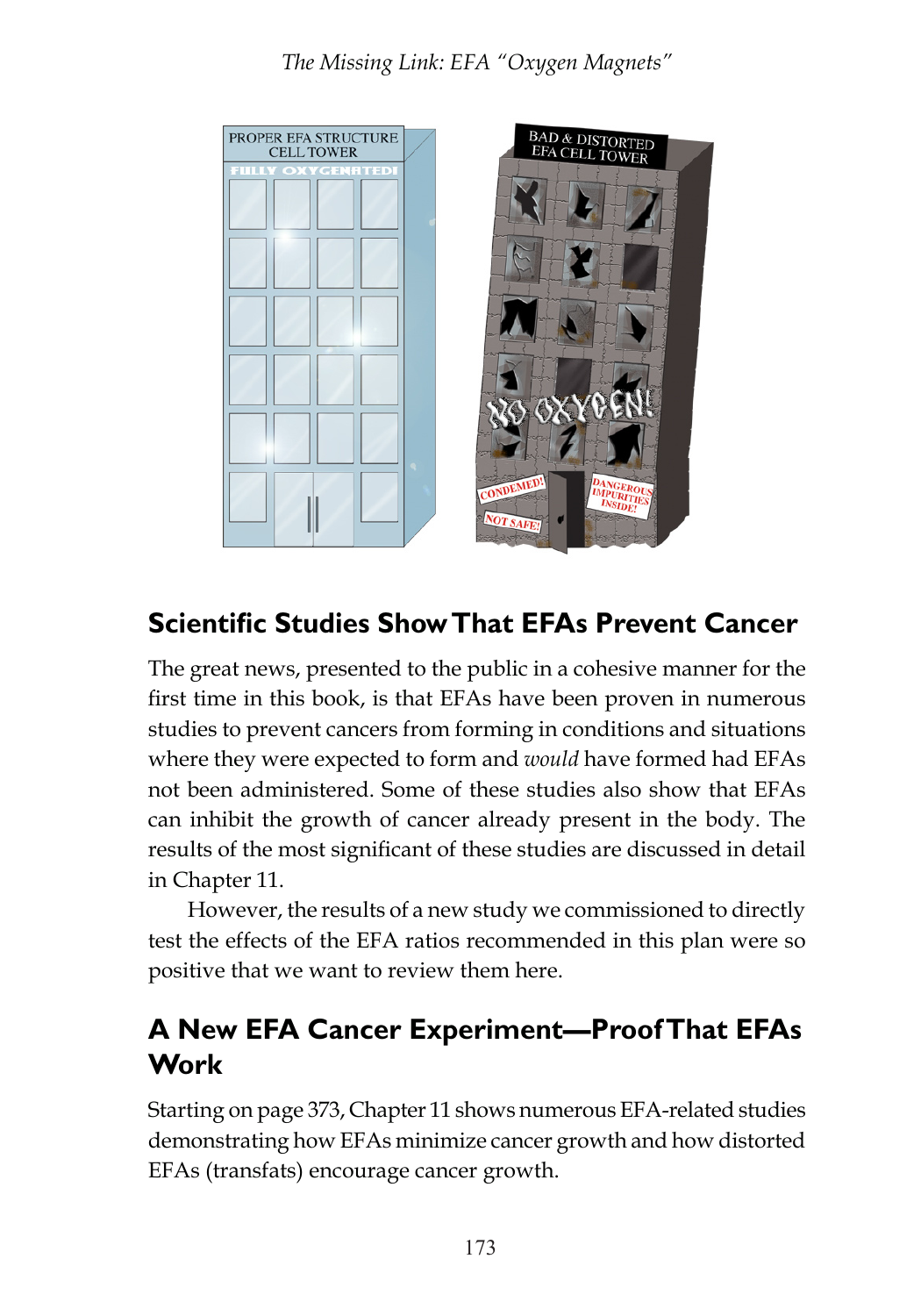## Scientific Studies Show That EFAs Prevent Cancer

The great news, presented to the public in a cohesive manner for the first time in this book, is that EFAs have been proven in numerous studies to prevent cancers from forming in conditions and situations where they were expected to form and *would* have formed had EFAs not been administered. Some of these studies also show that EFAs can inhibit the growth of cancer already present in the body. The results of the most significant of these studies are discussed in detail in Chapter 11.

However, the results of a new study we commissioned to directly test the effects of the EFA ratios recommended in this plan were so positive that we want to review them here.

## A New EFA Cancer Experiment—Proof That EFAs Work

Starting on page 373, Chapter 11 shows numerous EFA-related studies demonstrating how EFAs minimize cancer growth and how distorted EFAs (transfats) encourage cancer growth.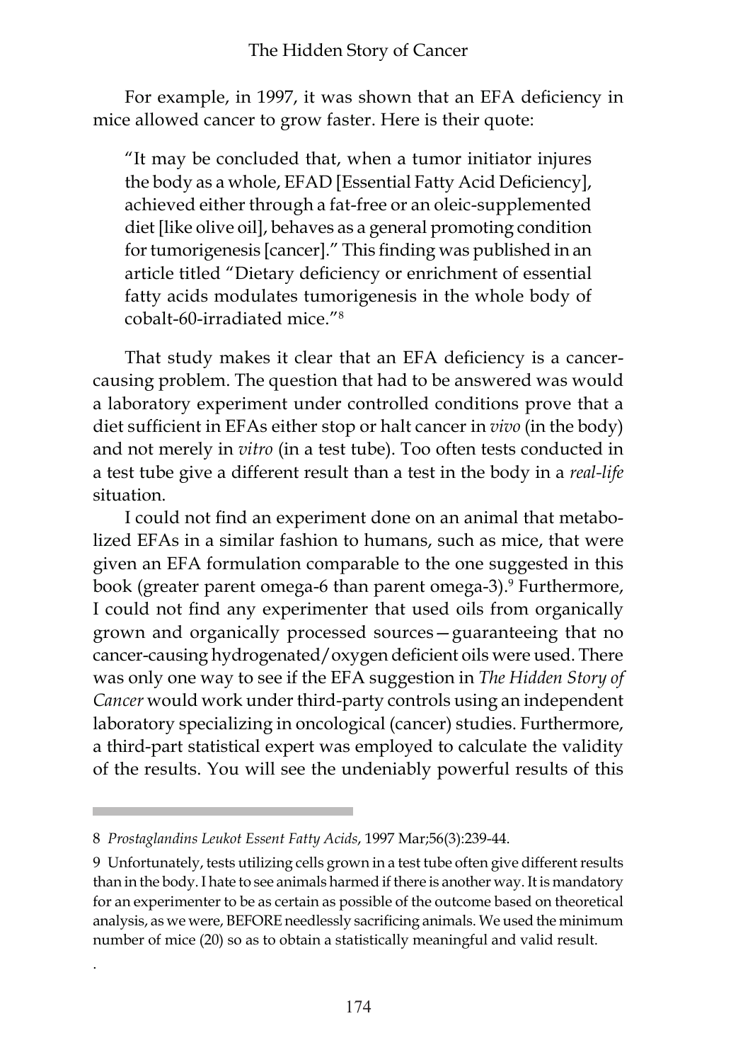For example, in 1997, it was shown that an EFA deficiency in mice allowed cancer to grow faster. Here is their quote:

> "It may be concluded that, when a tumor initiator injures the body as a whole, EFAD [Essential Fatty Acid Deficiency], achieved either through a fat-free or an oleic-supplemented diet [like olive oil], behaves as a general promoting condition for tumorigenesis [cancer]." This finding was published in an article titled "Dietary deficiency or enrichment of essential fatty acids modulates tumorigenesis in the whole body of cobalt-60-irradiated mice."[8]

That study makes it clear that an EFA deficiency is a cancer-causing problem. The question that had to be answered was would a laboratory experiment under controlled conditions prove that a diet sufficient in EFAs either stop or halt cancer in *vivo* (in the body) and not merely in *vitro* (in a test tube). Too often tests conducted in a test tube give a different result than a test in the body in a *real-life* situation.

I could not find an experiment done on an animal that metabolized EFAs in a similar fashion to humans, such as mice, that were given an EFA formulation comparable to the one suggested in this book (greater parent omega-6 than parent omega-3).[9] Furthermore, I could not find any experimenter that used oils from organically grown and organically processed sources—guaranteeing that no cancer-causing hydrogenated/oxygen deficient oils were used. There was only one way to see if the EFA suggestion in *The Hidden Story of Cancer* would work under third-party controls using an independent laboratory specializing in oncological (cancer) studies. Furthermore, a third-part statistical expert was employed to calculate the validity of the results. You will see the undeniably powerful results of this

---

8 *Prostaglandins Leukot Essent Fatty Acids*, 1997 Mar;56(3):239-44.

9 Unfortunately, tests utilizing cells grown in a test tube often give different results than in the body. I hate to see animals harmed if there is another way. It is mandatory for an experimenter to be as certain as possible of the outcome based on theoretical analysis, as we were, BEFORE needlessly sacrificing animals. We used the minimum number of mice (20) so as to obtain a statistically meaningful and valid result.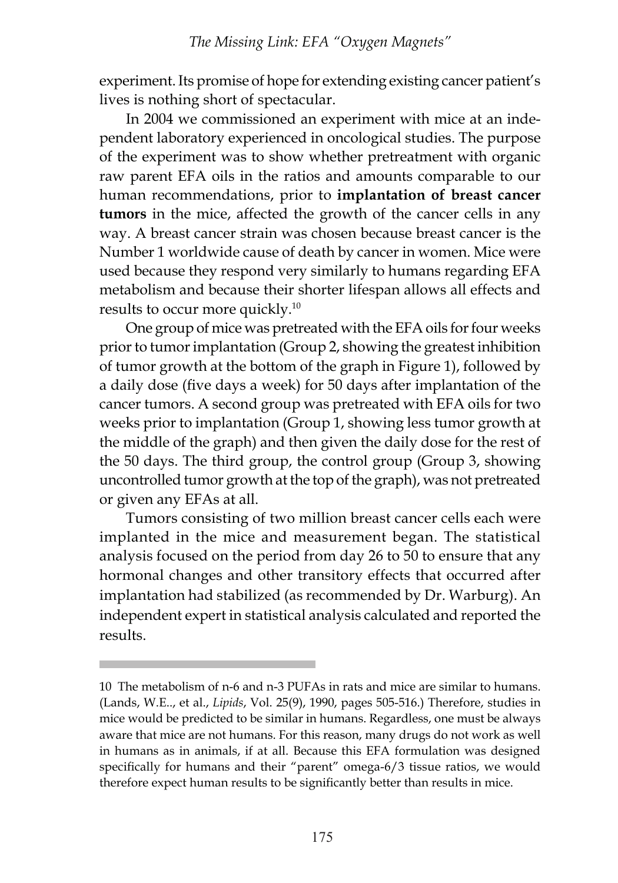experiment. Its promise of hope for extending existing cancer patient's lives is nothing short of spectacular.

In 2004 we commissioned an experiment with mice at an independent laboratory experienced in oncological studies. The purpose of the experiment was to show whether pretreatment with organic raw parent EFA oils in the ratios and amounts comparable to our human recommendations, prior to **implantation of breast cancer tumors** in the mice, affected the growth of the cancer cells in any way. A breast cancer strain was chosen because breast cancer is the Number 1 worldwide cause of death by cancer in women. Mice were used because they respond very similarly to humans regarding EFA metabolism and because their shorter lifespan allows all effects and results to occur more quickly.[10]

One group of mice was pretreated with the EFA oils for four weeks prior to tumor implantation (Group 2, showing the greatest inhibition of tumor growth at the bottom of the graph in Figure 1), followed by a daily dose (five days a week) for 50 days after implantation of the cancer tumors. A second group was pretreated with EFA oils for two weeks prior to implantation (Group 1, showing less tumor growth at the middle of the graph) and then given the daily dose for the rest of the 50 days. The third group, the control group (Group 3, showing uncontrolled tumor growth at the top of the graph), was not pretreated or given any EFAs at all.

Tumors consisting of two million breast cancer cells each were implanted in the mice and measurement began. The statistical analysis focused on the period from day 26 to 50 to ensure that any hormonal changes and other transitory effects that occurred after implantation had stabilized (as recommended by Dr. Warburg). An independent expert in statistical analysis calculated and reported the results.

---

10 The metabolism of n-6 and n-3 PUFAs in rats and mice are similar to humans. (Lands, W.E.., et al., *Lipids*, Vol. 25(9), 1990, pages 505-516.) Therefore, studies in mice would be predicted to be similar in humans. Regardless, one must be always aware that mice are not humans. For this reason, many drugs do not work as well in humans as in animals, if at all. Because this EFA formulation was designed specifically for humans and their "parent" omega-6/3 tissue ratios, we would therefore expect human results to be significantly better than results in mice.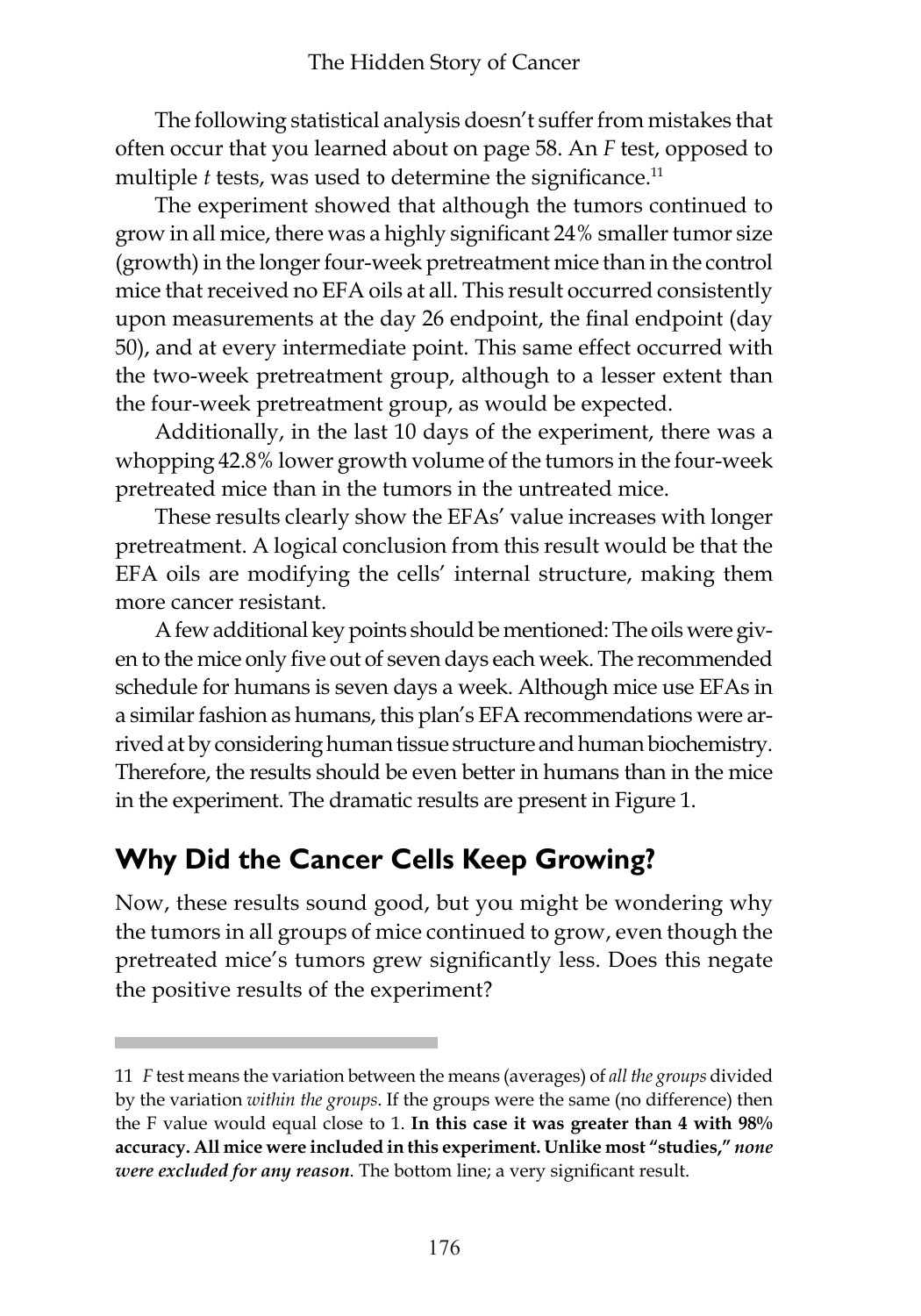The following statistical analysis doesn't suffer from mistakes that often occur that you learned about on page 58. An *F* test, opposed to multiple *t* tests, was used to determine the significance.[11]

The experiment showed that although the tumors continued to grow in all mice, there was a highly significant 24% smaller tumor size (growth) in the longer four-week pretreatment mice than in the control mice that received no EFA oils at all. This result occurred consistently upon measurements at the day 26 endpoint, the final endpoint (day 50), and at every intermediate point. This same effect occurred with the two-week pretreatment group, although to a lesser extent than the four-week pretreatment group, as would be expected.

Additionally, in the last 10 days of the experiment, there was a whopping 42.8% lower growth volume of the tumors in the four-week pretreated mice than in the tumors in the untreated mice.

These results clearly show the EFAs' value increases with longer pretreatment. A logical conclusion from this result would be that the EFA oils are modifying the cells' internal structure, making them more cancer resistant.

A few additional key points should be mentioned: The oils were given to the mice only five out of seven days each week. The recommended schedule for humans is seven days a week. Although mice use EFAs in a similar fashion as humans, this plan's EFA recommendations were arrived at by considering human tissue structure and human biochemistry. Therefore, the results should be even better in humans than in the mice in the experiment. The dramatic results are present in Figure 1.

## Why Did the Cancer Cells Keep Growing?

Now, these results sound good, but you might be wondering why the tumors in all groups of mice continued to grow, even though the pretreated mice's tumors grew significantly less. Does this negate the positive results of the experiment?

---

11 *F* test means the variation between the means (averages) of *all the groups* divided by the variation *within the groups*. If the groups were the same (no difference) then the F value would equal close to 1. **In this case it was greater than 4 with 98% accuracy. All mice were included in this experiment. Unlike most "studies,"** ***none were excluded for any reason***. The bottom line; a very significant result.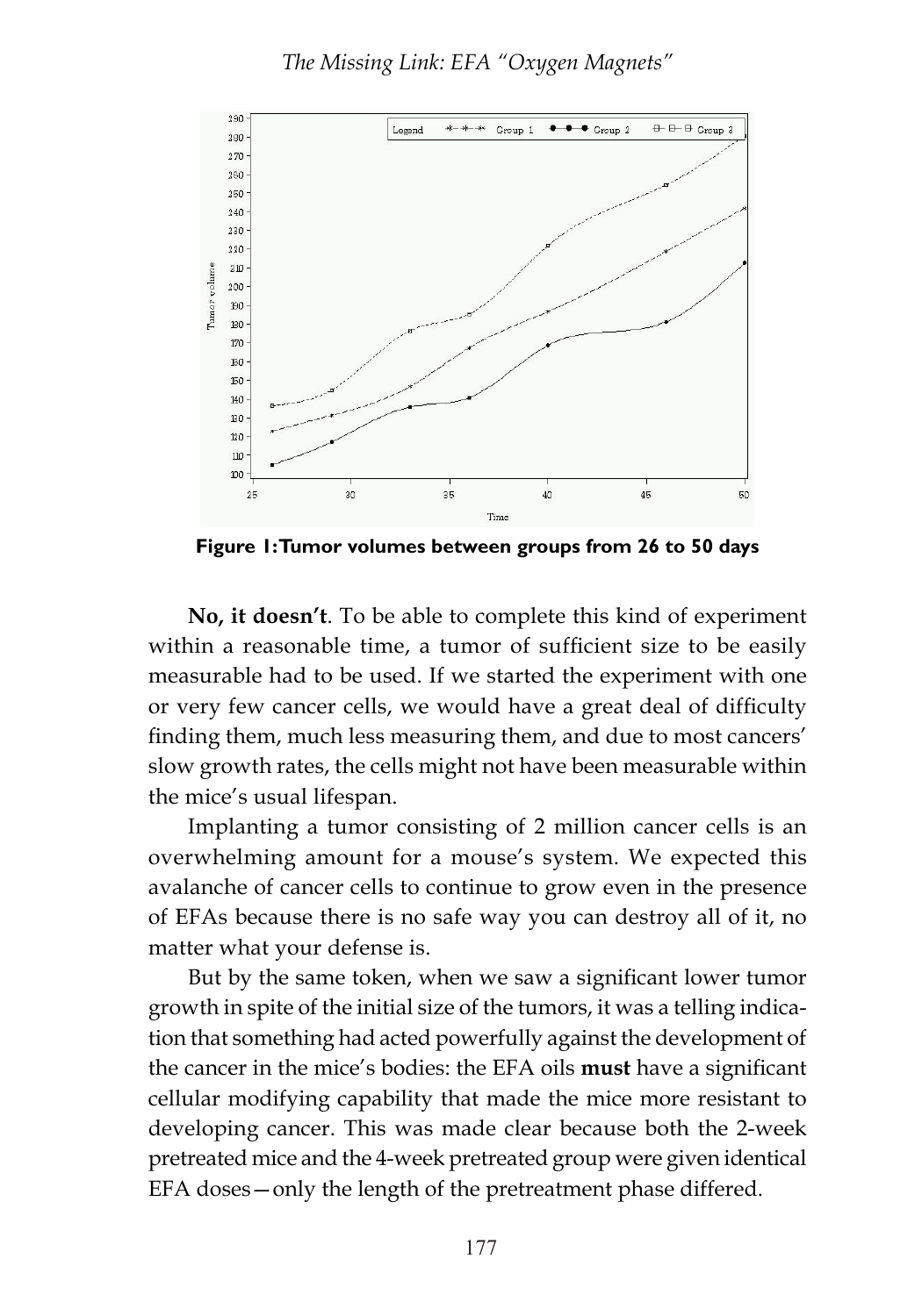**Figure 1: Tumor volumes between groups from 26 to 50 days**

**No, it doesn't**. To be able to complete this kind of experiment within a reasonable time, a tumor of sufficient size to be easily measurable had to be used. If we started the experiment with one or very few cancer cells, we would have a great deal of difficulty finding them, much less measuring them, and due to most cancers' slow growth rates, the cells might not have been measurable within the mice's usual lifespan.

Implanting a tumor consisting of 2 million cancer cells is an overwhelming amount for a mouse's system. We expected this avalanche of cancer cells to continue to grow even in the presence of EFAs because there is no safe way you can destroy all of it, no matter what your defense is.

But by the same token, when we saw a significant lower tumor growth in spite of the initial size of the tumors, it was a telling indication that something had acted powerfully against the development of the cancer in the mice's bodies: the EFA oils **must** have a significant cellular modifying capability that made the mice more resistant to developing cancer. This was made clear because both the 2-week pretreated mice and the 4-week pretreated group were given identical EFA doses—only the length of the pretreatment phase differed.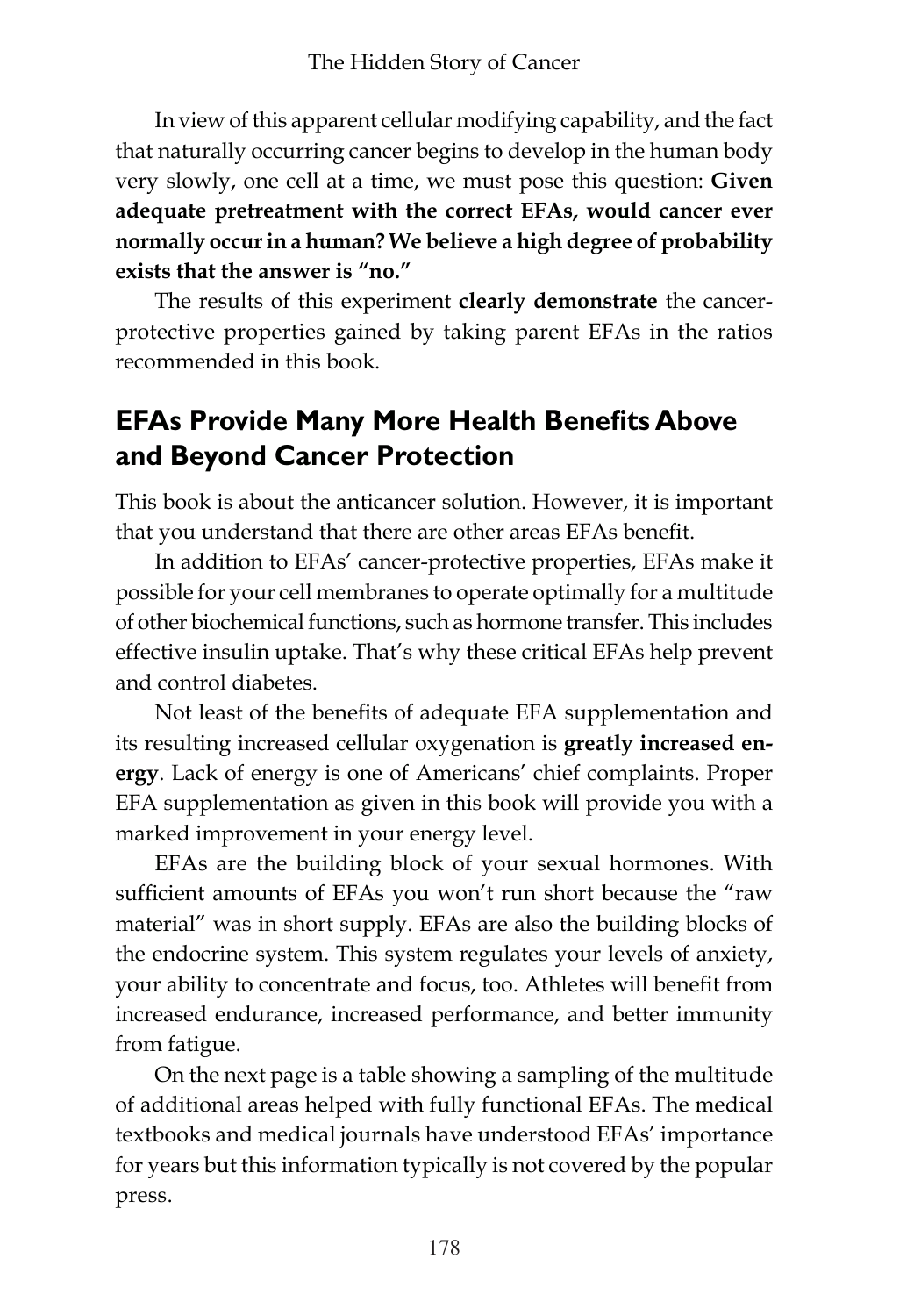In view of this apparent cellular modifying capability, and the fact that naturally occurring cancer begins to develop in the human body very slowly, one cell at a time, we must pose this question: **Given adequate pretreatment with the correct EFAs, would cancer ever normally occur in a human? We believe a high degree of probability exists that the answer is "no."**

The results of this experiment **clearly demonstrate** the cancer-protective properties gained by taking parent EFAs in the ratios recommended in this book.

## EFAs Provide Many More Health Benefits Above and Beyond Cancer Protection

This book is about the anticancer solution. However, it is important that you understand that there are other areas EFAs benefit.

In addition to EFAs' cancer-protective properties, EFAs make it possible for your cell membranes to operate optimally for a multitude of other biochemical functions, such as hormone transfer. This includes effective insulin uptake. That's why these critical EFAs help prevent and control diabetes.

Not least of the benefits of adequate EFA supplementation and its resulting increased cellular oxygenation is **greatly increased energy**. Lack of energy is one of Americans' chief complaints. Proper EFA supplementation as given in this book will provide you with a marked improvement in your energy level.

EFAs are the building block of your sexual hormones. With sufficient amounts of EFAs you won't run short because the "raw material" was in short supply. EFAs are also the building blocks of the endocrine system. This system regulates your levels of anxiety, your ability to concentrate and focus, too. Athletes will benefit from increased endurance, increased performance, and better immunity from fatigue.

On the next page is a table showing a sampling of the multitude of additional areas helped with fully functional EFAs. The medical textbooks and medical journals have understood EFAs' importance for years but this information typically is not covered by the popular press.